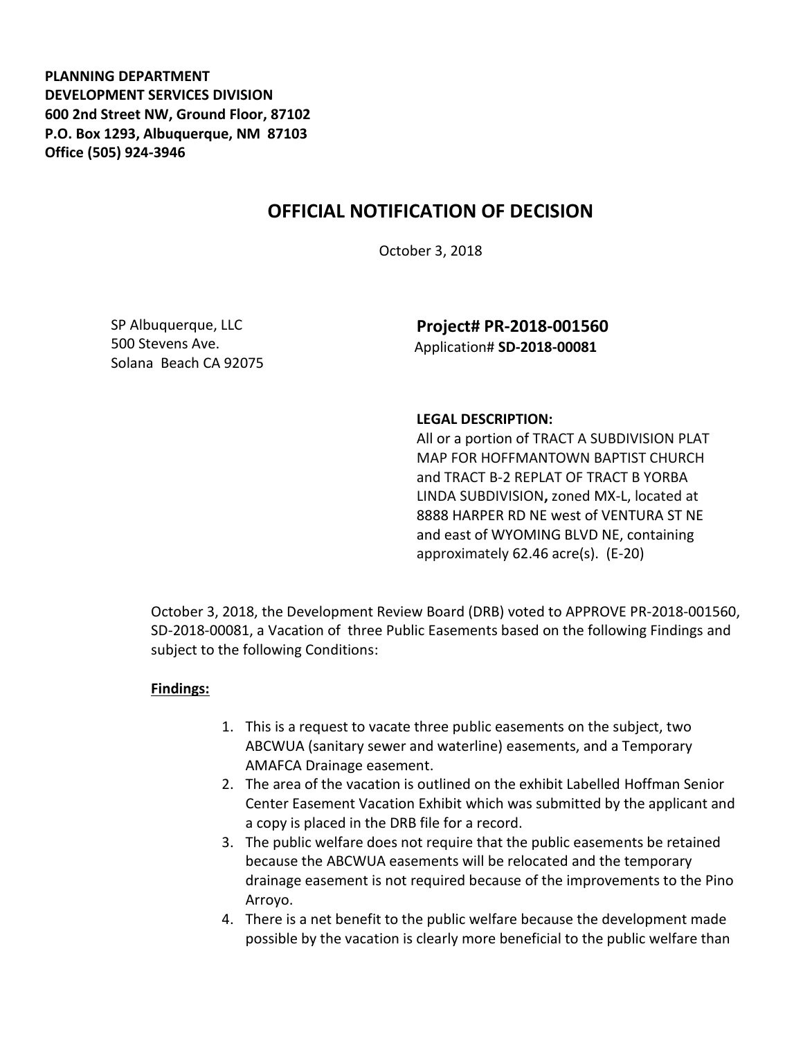**PLANNING DEPARTMENT**
**DEVELOPMENT SERVICES DIVISION**
**600 2nd Street NW, Ground Floor, 87102**
**P.O. Box 1293, Albuquerque, NM 87103**
**Office (505) 924-3946**

# OFFICIAL NOTIFICATION OF DECISION

October 3, 2018

SP Albuquerque, LLC
500 Stevens Ave.
Solana Beach CA 92075

**Project# PR-2018-001560**
Application# **SD-2018-00081**

**LEGAL DESCRIPTION:**
All or a portion of TRACT A SUBDIVISION PLAT MAP FOR HOFFMANTOWN BAPTIST CHURCH and TRACT B-2 REPLAT OF TRACT B YORBA LINDA SUBDIVISION**,** zoned MX-L, located at 8888 HARPER RD NE west of VENTURA ST NE and east of WYOMING BLVD NE, containing approximately 62.46 acre(s). (E-20)

October 3, 2018, the Development Review Board (DRB) voted to APPROVE PR-2018-001560, SD-2018-00081, a Vacation of three Public Easements based on the following Findings and subject to the following Conditions:

**Findings:**

1. This is a request to vacate three public easements on the subject, two ABCWUA (sanitary sewer and waterline) easements, and a Temporary AMAFCA Drainage easement.
2. The area of the vacation is outlined on the exhibit Labelled Hoffman Senior Center Easement Vacation Exhibit which was submitted by the applicant and a copy is placed in the DRB file for a record.
3. The public welfare does not require that the public easements be retained because the ABCWUA easements will be relocated and the temporary drainage easement is not required because of the improvements to the Pino Arroyo.
4. There is a net benefit to the public welfare because the development made possible by the vacation is clearly more beneficial to the public welfare than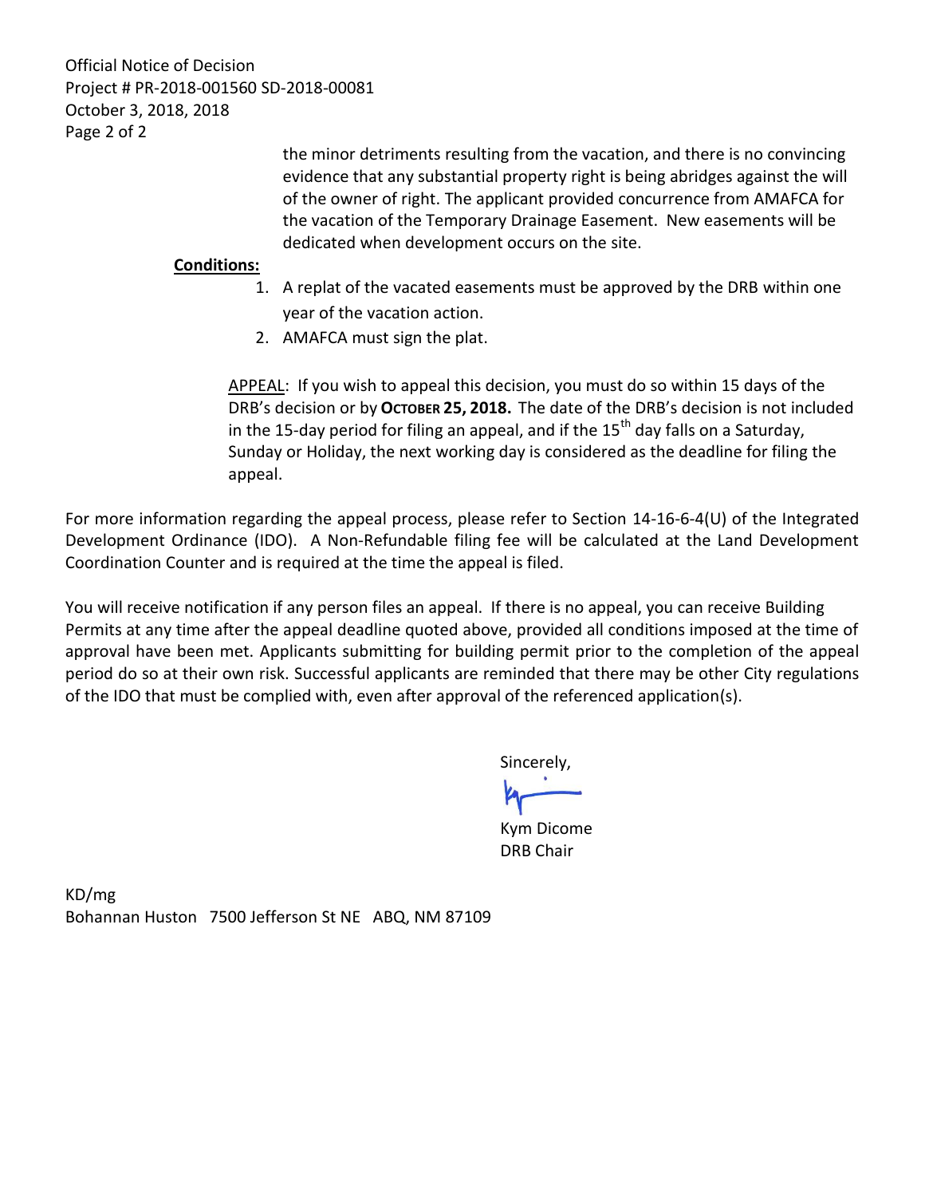the minor detriments resulting from the vacation, and there is no convincing evidence that any substantial property right is being abridges against the will of the owner of right. The applicant provided concurrence from AMAFCA for the vacation of the Temporary Drainage Easement. New easements will be dedicated when development occurs on the site.

**Conditions:**

1. A replat of the vacated easements must be approved by the DRB within one year of the vacation action.
2. AMAFCA must sign the plat.

APPEAL: If you wish to appeal this decision, you must do so within 15 days of the DRB's decision or by **OCTOBER 25, 2018.** The date of the DRB's decision is not included in the 15-day period for filing an appeal, and if the 15th day falls on a Saturday, Sunday or Holiday, the next working day is considered as the deadline for filing the appeal.

For more information regarding the appeal process, please refer to Section 14-16-6-4(U) of the Integrated Development Ordinance (IDO). A Non-Refundable filing fee will be calculated at the Land Development Coordination Counter and is required at the time the appeal is filed.

You will receive notification if any person files an appeal. If there is no appeal, you can receive Building Permits at any time after the appeal deadline quoted above, provided all conditions imposed at the time of approval have been met. Applicants submitting for building permit prior to the completion of the appeal period do so at their own risk. Successful applicants are reminded that there may be other City regulations of the IDO that must be complied with, even after approval of the referenced application(s).

Sincerely,

Kym Dicome
DRB Chair

KD/mg
Bohannan Huston 7500 Jefferson St NE ABQ, NM 87109